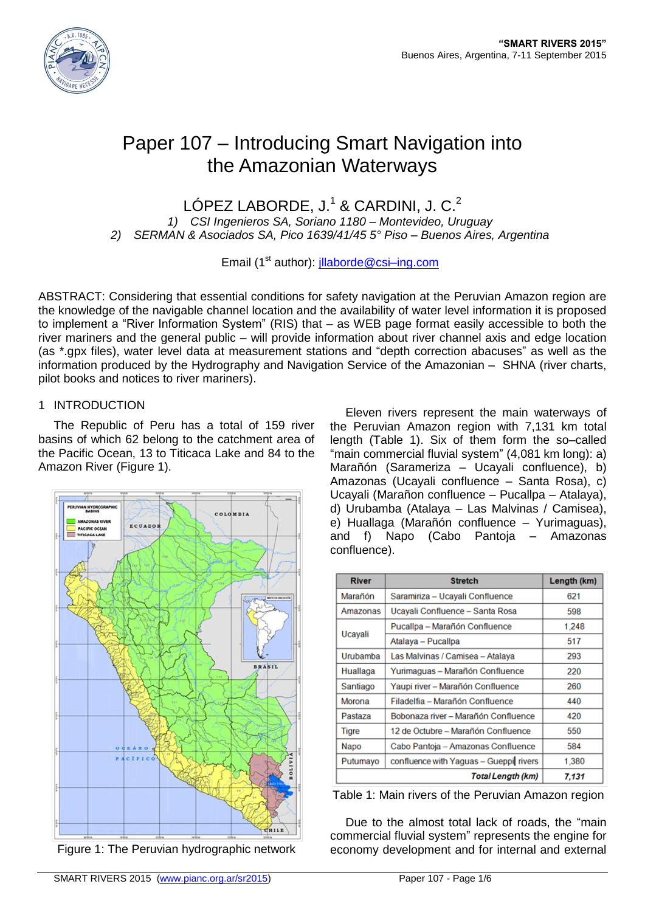# Paper 107 – Introducing Smart Navigation into the Amazonian Waterways

LÓPEZ LABORDE, J.[1] & CARDINI, J. C.[2]

*1) CSI Ingenieros SA, Soriano 1180 – Montevideo, Uruguay*

*2) SERMAN & Asociados SA, Pico 1639/41/45 5° Piso – Buenos Aires, Argentina*

Email (1st author): jllaborde@csi–ing.com

ABSTRACT: Considering that essential conditions for safety navigation at the Peruvian Amazon region are the knowledge of the navigable channel location and the availability of water level information it is proposed to implement a "River Information System" (RIS) that – as WEB page format easily accessible to both the river mariners and the general public – will provide information about river channel axis and edge location (as *.gpx files), water level data at measurement stations and "depth correction abacuses" as well as the information produced by the Hydrography and Navigation Service of the Amazonian – SHNA (river charts, pilot books and notices to river mariners).

## 1 INTRODUCTION

The Republic of Peru has a total of 159 river basins of which 62 belong to the catchment area of the Pacific Ocean, 13 to Titicaca Lake and 84 to the Amazon River (Figure 1).

Figure 1: The Peruvian hydrographic network

Eleven rivers represent the main waterways of the Peruvian Amazon region with 7,131 km total length (Table 1). Six of them form the so–called "main commercial fluvial system" (4,081 km long): a) Marañón (Sarameriza – Ucayali confluence), b) Amazonas (Ucayali confluence – Santa Rosa), c) Ucayali (Marañon confluence – Pucallpa – Atalaya), d) Urubamba (Atalaya – Las Malvinas / Camisea), e) Huallaga (Marañón confluence – Yurimaguas), and f) Napo (Cabo Pantoja – Amazonas confluence).

| River | Stretch | Length (km) |
|---|---|---|
| Marañón | Saramiriza – Ucayali Confluence | 621 |
| Amazonas | Ucayali Confluence – Santa Rosa | 598 |
| Ucayali | Pucallpa – Marañón Confluence | 1,248 |
| | Atalaya – Pucallpa | 517 |
| Urubamba | Las Malvinas / Camisea – Atalaya | 293 |
| Huallaga | Yurimaguas – Marañón Confluence | 220 |
| Santiago | Yaupi river – Marañón Confluence | 260 |
| Morona | Filadelfia – Marañón Confluence | 440 |
| Pastaza | Bobonaza river – Marañón Confluence | 420 |
| Tigre | 12 de Octubre – Marañón Confluence | 550 |
| Napo | Cabo Pantoja – Amazonas Confluence | 584 |
| Putumayo | confluence with Yaguas – Gueppi rivers | 1,380 |
| | ***Total Length (km)*** | ***7,131*** |

Table 1: Main rivers of the Peruvian Amazon region

Due to the almost total lack of roads, the "main commercial fluvial system" represents the engine for economy development and for internal and external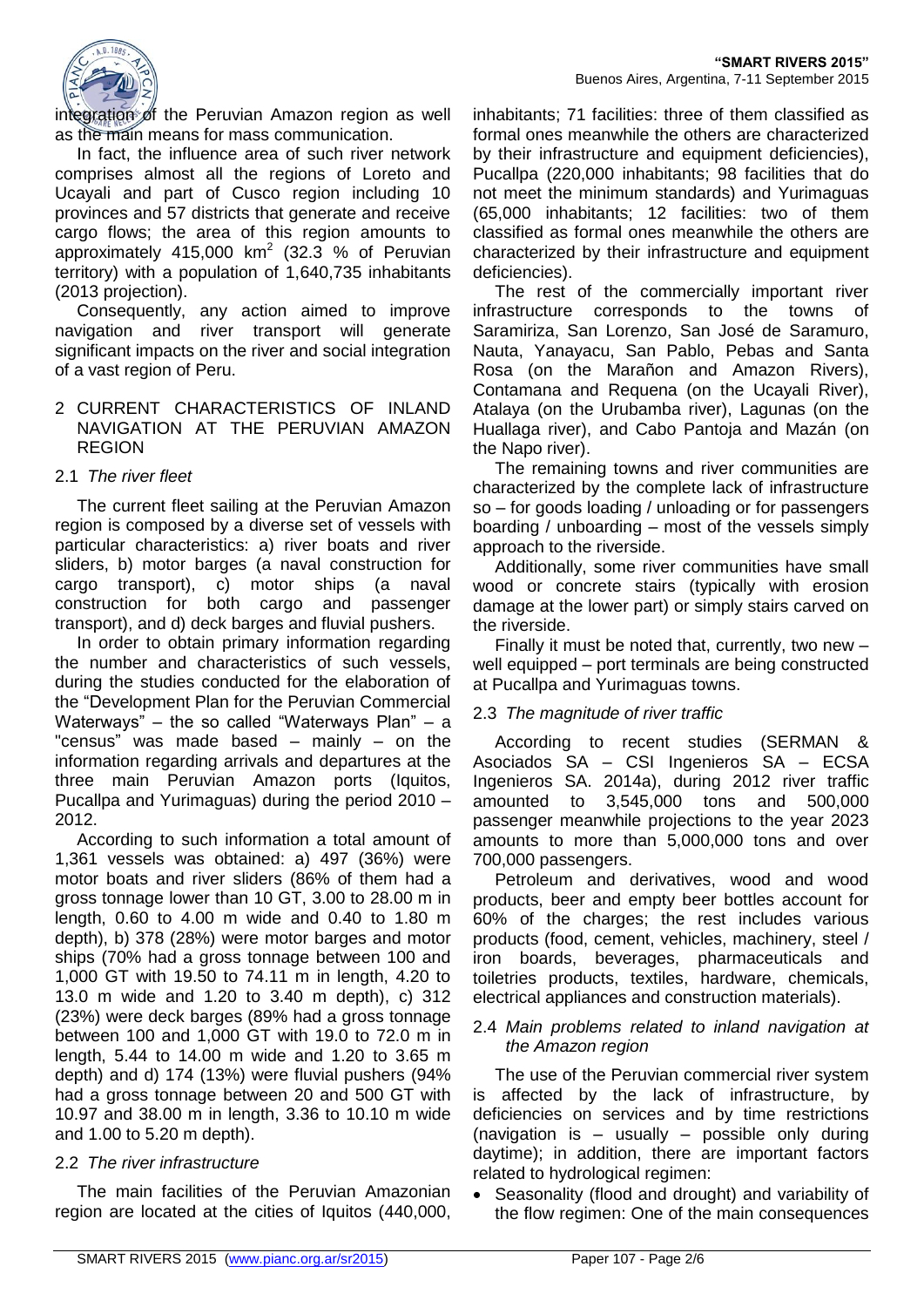integration of the Peruvian Amazon region as well as the main means for mass communication.

In fact, the influence area of such river network comprises almost all the regions of Loreto and Ucayali and part of Cusco region including 10 provinces and 57 districts that generate and receive cargo flows; the area of this region amounts to approximately 415,000 km$^2$ (32.3 % of Peruvian territory) with a population of 1,640,735 inhabitants (2013 projection).

Consequently, any action aimed to improve navigation and river transport will generate significant impacts on the river and social integration of a vast region of Peru.

## 2 CURRENT CHARACTERISTICS OF INLAND NAVIGATION AT THE PERUVIAN AMAZON REGION

### 2.1 *The river fleet*

The current fleet sailing at the Peruvian Amazon region is composed by a diverse set of vessels with particular characteristics: a) river boats and river sliders, b) motor barges (a naval construction for cargo transport), c) motor ships (a naval construction for both cargo and passenger transport), and d) deck barges and fluvial pushers.

In order to obtain primary information regarding the number and characteristics of such vessels, during the studies conducted for the elaboration of the "Development Plan for the Peruvian Commercial Waterways" – the so called "Waterways Plan" – a "census" was made based – mainly – on the information regarding arrivals and departures at the three main Peruvian Amazon ports (Iquitos, Pucallpa and Yurimaguas) during the period 2010 – 2012.

According to such information a total amount of 1,361 vessels was obtained: a) 497 (36%) were motor boats and river sliders (86% of them had a gross tonnage lower than 10 GT, 3.00 to 28.00 m in length, 0.60 to 4.00 m wide and 0.40 to 1.80 m depth), b) 378 (28%) were motor barges and motor ships (70% had a gross tonnage between 100 and 1,000 GT with 19.50 to 74.11 m in length, 4.20 to 13.0 m wide and 1.20 to 3.40 m depth), c) 312 (23%) were deck barges (89% had a gross tonnage between 100 and 1,000 GT with 19.0 to 72.0 m in length, 5.44 to 14.00 m wide and 1.20 to 3.65 m depth) and d) 174 (13%) were fluvial pushers (94% had a gross tonnage between 20 and 500 GT with 10.97 and 38.00 m in length, 3.36 to 10.10 m wide and 1.00 to 5.20 m depth).

### 2.2 *The river infrastructure*

The main facilities of the Peruvian Amazonian region are located at the cities of Iquitos (440,000, inhabitants; 71 facilities: three of them classified as formal ones meanwhile the others are characterized by their infrastructure and equipment deficiencies), Pucallpa (220,000 inhabitants; 98 facilities that do not meet the minimum standards) and Yurimaguas (65,000 inhabitants; 12 facilities: two of them classified as formal ones meanwhile the others are characterized by their infrastructure and equipment deficiencies).

The rest of the commercially important river infrastructure corresponds to the towns of Saramiriza, San Lorenzo, San José de Saramuro, Nauta, Yanayacu, San Pablo, Pebas and Santa Rosa (on the Marañon and Amazon Rivers), Contamana and Requena (on the Ucayali River), Atalaya (on the Urubamba river), Lagunas (on the Huallaga river), and Cabo Pantoja and Mazán (on the Napo river).

The remaining towns and river communities are characterized by the complete lack of infrastructure so – for goods loading / unloading or for passengers boarding / unboarding – most of the vessels simply approach to the riverside.

Additionally, some river communities have small wood or concrete stairs (typically with erosion damage at the lower part) or simply stairs carved on the riverside.

Finally it must be noted that, currently, two new – well equipped – port terminals are being constructed at Pucallpa and Yurimaguas towns.

### 2.3 *The magnitude of river traffic*

According to recent studies (SERMAN & Asociados SA – CSI Ingenieros SA – ECSA Ingenieros SA. 2014a), during 2012 river traffic amounted to 3,545,000 tons and 500,000 passenger meanwhile projections to the year 2023 amounts to more than 5,000,000 tons and over 700,000 passengers.

Petroleum and derivatives, wood and wood products, beer and empty beer bottles account for 60% of the charges; the rest includes various products (food, cement, vehicles, machinery, steel / iron boards, beverages, pharmaceuticals and toiletries products, textiles, hardware, chemicals, electrical appliances and construction materials).

### 2.4 *Main problems related to inland navigation at the Amazon region*

The use of the Peruvian commercial river system is affected by the lack of infrastructure, by deficiencies on services and by time restrictions (navigation is – usually – possible only during daytime); in addition, there are important factors related to hydrological regimen:

- Seasonality (flood and drought) and variability of the flow regimen: One of the main consequences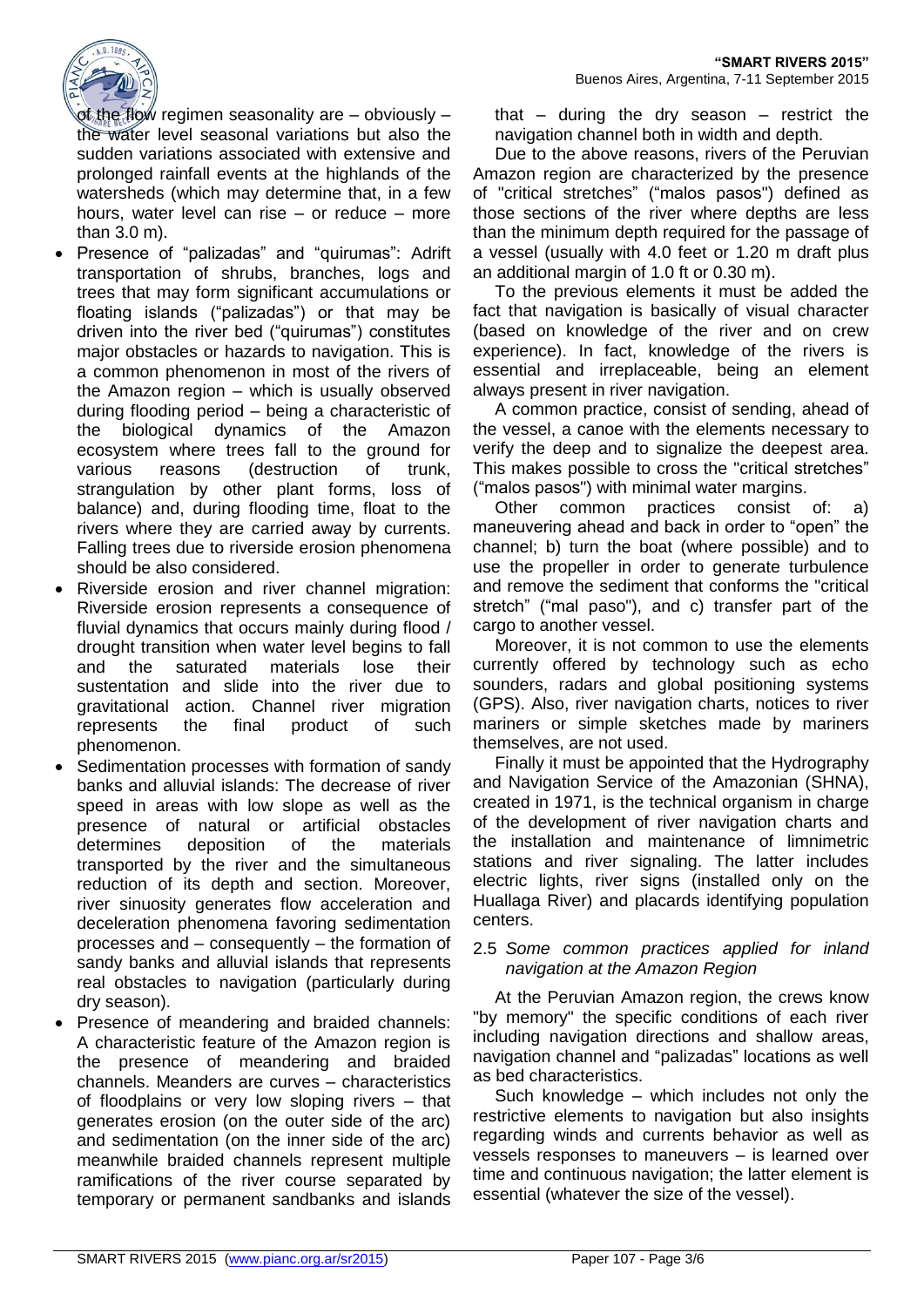of the flow regimen seasonality are – obviously – the water level seasonal variations but also the sudden variations associated with extensive and prolonged rainfall events at the highlands of the watersheds (which may determine that, in a few hours, water level can rise – or reduce – more than 3.0 m).

- Presence of "palizadas" and "quirumas": Adrift transportation of shrubs, branches, logs and trees that may form significant accumulations or floating islands ("palizadas") or that may be driven into the river bed ("quirumas") constitutes major obstacles or hazards to navigation. This is a common phenomenon in most of the rivers of the Amazon region – which is usually observed during flooding period – being a characteristic of the biological dynamics of the Amazon ecosystem where trees fall to the ground for various reasons (destruction of trunk, strangulation by other plant forms, loss of balance) and, during flooding time, float to the rivers where they are carried away by currents. Falling trees due to riverside erosion phenomena should be also considered.
- Riverside erosion and river channel migration: Riverside erosion represents a consequence of fluvial dynamics that occurs mainly during flood / drought transition when water level begins to fall and the saturated materials lose their sustentation and slide into the river due to gravitational action. Channel river migration represents the final product of such phenomenon.
- Sedimentation processes with formation of sandy banks and alluvial islands: The decrease of river speed in areas with low slope as well as the presence of natural or artificial obstacles determines deposition of the materials transported by the river and the simultaneous reduction of its depth and section. Moreover, river sinuosity generates flow acceleration and deceleration phenomena favoring sedimentation processes and – consequently – the formation of sandy banks and alluvial islands that represents real obstacles to navigation (particularly during dry season).
- Presence of meandering and braided channels: A characteristic feature of the Amazon region is the presence of meandering and braided channels. Meanders are curves – characteristics of floodplains or very low sloping rivers – that generates erosion (on the outer side of the arc) and sedimentation (on the inner side of the arc) meanwhile braided channels represent multiple ramifications of the river course separated by temporary or permanent sandbanks and islands that – during the dry season – restrict the navigation channel both in width and depth.

Due to the above reasons, rivers of the Peruvian Amazon region are characterized by the presence of "critical stretches" ("malos pasos") defined as those sections of the river where depths are less than the minimum depth required for the passage of a vessel (usually with 4.0 feet or 1.20 m draft plus an additional margin of 1.0 ft or 0.30 m).

To the previous elements it must be added the fact that navigation is basically of visual character (based on knowledge of the river and on crew experience). In fact, knowledge of the rivers is essential and irreplaceable, being an element always present in river navigation.

Finally it must be appointed that the Hydrography and Navigation Service of the Amazonian (SHNA), created in 1971, is the technical organism in charge of the development of river navigation charts and the installation and maintenance of limnimetric stations and river signaling. The latter includes electric lights, river signs (installed only on the Huallaga River) and placards identifying population centers.

## 2.5 *Some common practices applied for inland navigation at the Amazon Region*

At the Peruvian Amazon region, the crews know "by memory" the specific conditions of each river including navigation directions and shallow areas, navigation channel and "palizadas" locations as well as bed characteristics.

Such knowledge – which includes not only the restrictive elements to navigation but also insights regarding winds and currents behavior as well as vessels responses to maneuvers – is learned over time and continuous navigation; the latter element is essential (whatever the size of the vessel).

A common practice, consist of sending, ahead of the vessel, a canoe with the elements necessary to verify the deep and to signalize the deepest area. This makes possible to cross the "critical stretches" ("malos pasos") with minimal water margins.

Other common practices consist of: a) maneuvering ahead and back in order to "open" the channel; b) turn the boat (where possible) and to use the propeller in order to generate turbulence and remove the sediment that conforms the "critical stretch" ("mal paso"), and c) transfer part of the cargo to another vessel.

Moreover, it is not common to use the elements currently offered by technology such as echo sounders, radars and global positioning systems (GPS). Also, river navigation charts, notices to river mariners or simple sketches made by mariners themselves, are not used.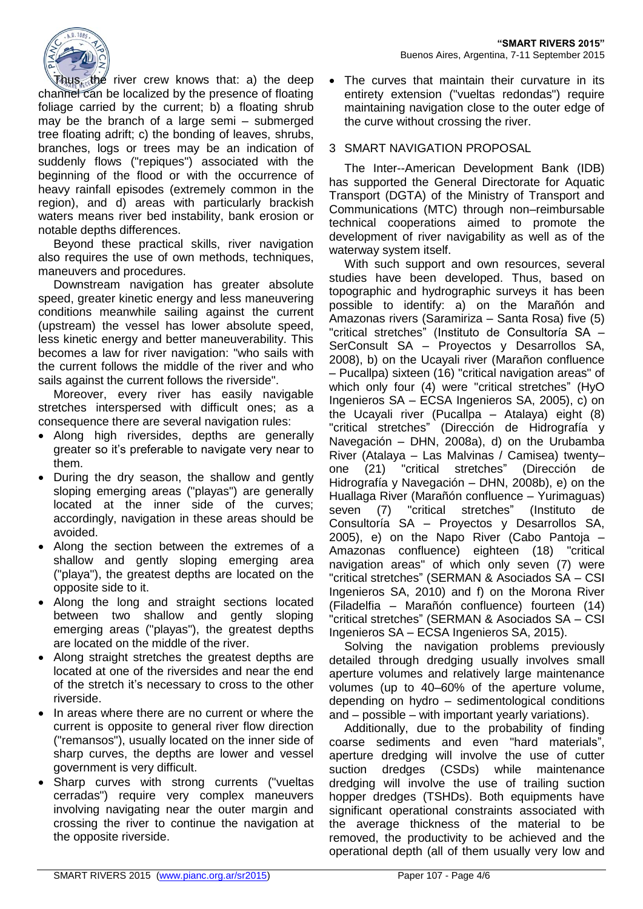Thus, the river crew knows that: a) the deep channel can be localized by the presence of floating foliage carried by the current; b) a floating shrub may be the branch of a large semi – submerged tree floating adrift; c) the bonding of leaves, shrubs, branches, logs or trees may be an indication of suddenly flows ("repiques") associated with the beginning of the flood or with the occurrence of heavy rainfall episodes (extremely common in the region), and d) areas with particularly brackish waters means river bed instability, bank erosion or notable depths differences.

Beyond these practical skills, river navigation also requires the use of own methods, techniques, maneuvers and procedures.

Downstream navigation has greater absolute speed, greater kinetic energy and less maneuvering conditions meanwhile sailing against the current (upstream) the vessel has lower absolute speed, less kinetic energy and better maneuverability. This becomes a law for river navigation: "who sails with the current follows the middle of the river and who sails against the current follows the riverside".

Moreover, every river has easily navigable stretches interspersed with difficult ones; as a consequence there are several navigation rules:

- Along high riversides, depths are generally greater so it's preferable to navigate very near to them.
- During the dry season, the shallow and gently sloping emerging areas ("playas") are generally located at the inner side of the curves; accordingly, navigation in these areas should be avoided.
- Along the section between the extremes of a shallow and gently sloping emerging area ("playa"), the greatest depths are located on the opposite side to it.
- Along the long and straight sections located between two shallow and gently sloping emerging areas ("playas"), the greatest depths are located on the middle of the river.
- Along straight stretches the greatest depths are located at one of the riversides and near the end of the stretch it's necessary to cross to the other riverside.
- In areas where there are no current or where the current is opposite to general river flow direction ("remansos"), usually located on the inner side of sharp curves, the depths are lower and vessel government is very difficult.
- Sharp curves with strong currents ("vueltas cerradas") require very complex maneuvers involving navigating near the outer margin and crossing the river to continue the navigation at the opposite riverside.
- The curves that maintain their curvature in its entirety extension ("vueltas redondas") require maintaining navigation close to the outer edge of the curve without crossing the river.

## 3 SMART NAVIGATION PROPOSAL

The Inter--American Development Bank (IDB) has supported the General Directorate for Aquatic Transport (DGTA) of the Ministry of Transport and Communications (MTC) through non–reimbursable technical cooperations aimed to promote the development of river navigability as well as of the waterway system itself.

With such support and own resources, several studies have been developed. Thus, based on topographic and hydrographic surveys it has been possible to identify: a) on the Marañón and Amazonas rivers (Saramiriza – Santa Rosa) five (5) "critical stretches" (Instituto de Consultoría SA – SerConsult SA – Proyectos y Desarrollos SA, 2008), b) on the Ucayali river (Marañon confluence – Pucallpa) sixteen (16) "critical navigation areas" of which only four (4) were "critical stretches" (HyO Ingenieros SA – ECSA Ingenieros SA, 2005), c) on the Ucayali river (Pucallpa – Atalaya) eight (8) "critical stretches" (Dirección de Hidrografía y Navegación – DHN, 2008a), d) on the Urubamba River (Atalaya – Las Malvinas / Camisea) twenty–one (21) "critical stretches" (Dirección de Hidrografía y Navegación – DHN, 2008b), e) on the Huallaga River (Marañón confluence – Yurimaguas) seven (7) "critical stretches" (Instituto de Consultoría SA – Proyectos y Desarrollos SA, 2005), e) on the Napo River (Cabo Pantoja – Amazonas confluence) eighteen (18) "critical navigation areas" of which only seven (7) were "critical stretches" (SERMAN & Asociados SA – CSI Ingenieros SA, 2010) and f) on the Morona River (Filadelfia – Marañón confluence) fourteen (14) "critical stretches" (SERMAN & Asociados SA – CSI Ingenieros SA – ECSA Ingenieros SA, 2015).

Solving the navigation problems previously detailed through dredging usually involves small aperture volumes and relatively large maintenance volumes (up to 40–60% of the aperture volume, depending on hydro – sedimentological conditions and – possible – with important yearly variations).

Additionally, due to the probability of finding coarse sediments and even "hard materials", aperture dredging will involve the use of cutter suction dredges (CSDs) while maintenance dredging will involve the use of trailing suction hopper dredges (TSHDs). Both equipments have significant operational constraints associated with the average thickness of the material to be removed, the productivity to be achieved and the operational depth (all of them usually very low and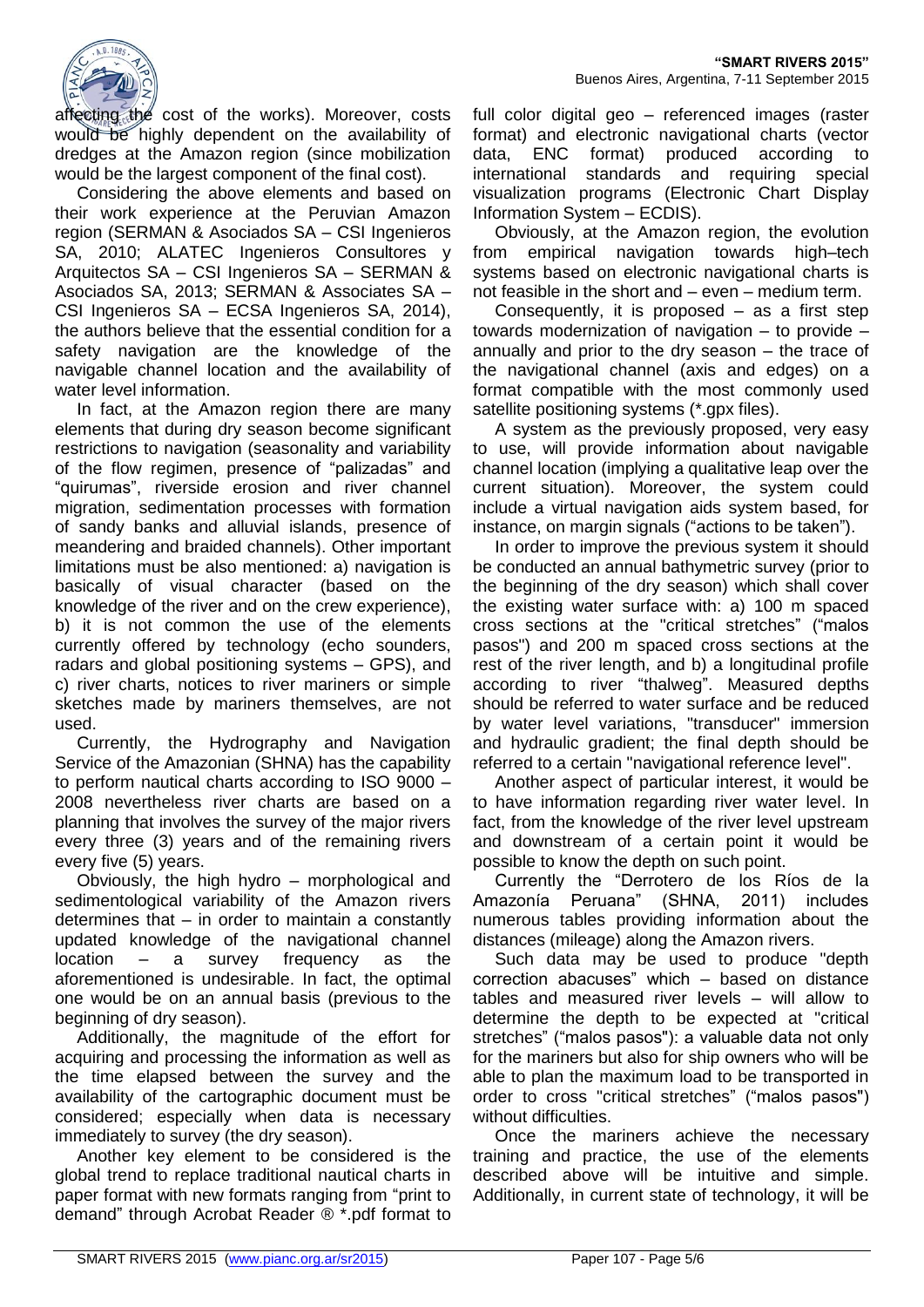affecting the cost of the works). Moreover, costs would be highly dependent on the availability of dredges at the Amazon region (since mobilization would be the largest component of the final cost).

Considering the above elements and based on their work experience at the Peruvian Amazon region (SERMAN & Asociados SA – CSI Ingenieros SA, 2010; ALATEC Ingenieros Consultores y Arquitectos SA – CSI Ingenieros SA – SERMAN & Asociados SA, 2013; SERMAN & Associates SA – CSI Ingenieros SA – ECSA Ingenieros SA, 2014), the authors believe that the essential condition for a safety navigation are the knowledge of the navigable channel location and the availability of water level information.

In fact, at the Amazon region there are many elements that during dry season become significant restrictions to navigation (seasonality and variability of the flow regimen, presence of "palizadas" and "quirumas", riverside erosion and river channel migration, sedimentation processes with formation of sandy banks and alluvial islands, presence of meandering and braided channels). Other important limitations must be also mentioned: a) navigation is basically of visual character (based on the knowledge of the river and on the crew experience), b) it is not common the use of the elements currently offered by technology (echo sounders, radars and global positioning systems – GPS), and c) river charts, notices to river mariners or simple sketches made by mariners themselves, are not used.

Currently, the Hydrography and Navigation Service of the Amazonian (SHNA) has the capability to perform nautical charts according to ISO 9000 – 2008 nevertheless river charts are based on a planning that involves the survey of the major rivers every three (3) years and of the remaining rivers every five (5) years.

Obviously, the high hydro – morphological and sedimentological variability of the Amazon rivers determines that – in order to maintain a constantly updated knowledge of the navigational channel location – a survey frequency as the aforementioned is undesirable. In fact, the optimal one would be on an annual basis (previous to the beginning of dry season).

Additionally, the magnitude of the effort for acquiring and processing the information as well as the time elapsed between the survey and the availability of the cartographic document must be considered; especially when data is necessary immediately to survey (the dry season).

Another key element to be considered is the global trend to replace traditional nautical charts in paper format with new formats ranging from "print to demand" through Acrobat Reader ® *.pdf format to full color digital geo – referenced images (raster format) and electronic navigational charts (vector data, ENC format) produced according to international standards and requiring special visualization programs (Electronic Chart Display Information System – ECDIS).

Obviously, at the Amazon region, the evolution from empirical navigation towards high–tech systems based on electronic navigational charts is not feasible in the short and – even – medium term.

Consequently, it is proposed – as a first step towards modernization of navigation – to provide – annually and prior to the dry season – the trace of the navigational channel (axis and edges) on a format compatible with the most commonly used satellite positioning systems (*.gpx files).

A system as the previously proposed, very easy to use, will provide information about navigable channel location (implying a qualitative leap over the current situation). Moreover, the system could include a virtual navigation aids system based, for instance, on margin signals ("actions to be taken").

In order to improve the previous system it should be conducted an annual bathymetric survey (prior to the beginning of the dry season) which shall cover the existing water surface with: a) 100 m spaced cross sections at the "critical stretches" ("malos pasos") and 200 m spaced cross sections at the rest of the river length, and b) a longitudinal profile according to river "thalweg". Measured depths should be referred to water surface and be reduced by water level variations, "transducer" immersion and hydraulic gradient; the final depth should be referred to a certain "navigational reference level".

Another aspect of particular interest, it would be to have information regarding river water level. In fact, from the knowledge of the river level upstream and downstream of a certain point it would be possible to know the depth on such point.

Currently the "Derrotero de los Ríos de la Amazonía Peruana" (SHNA, 2011) includes numerous tables providing information about the distances (mileage) along the Amazon rivers.

Such data may be used to produce "depth correction abacuses" which – based on distance tables and measured river levels – will allow to determine the depth to be expected at "critical stretches" ("malos pasos"): a valuable data not only for the mariners but also for ship owners who will be able to plan the maximum load to be transported in order to cross "critical stretches" ("malos pasos") without difficulties.

Once the mariners achieve the necessary training and practice, the use of the elements described above will be intuitive and simple. Additionally, in current state of technology, it will be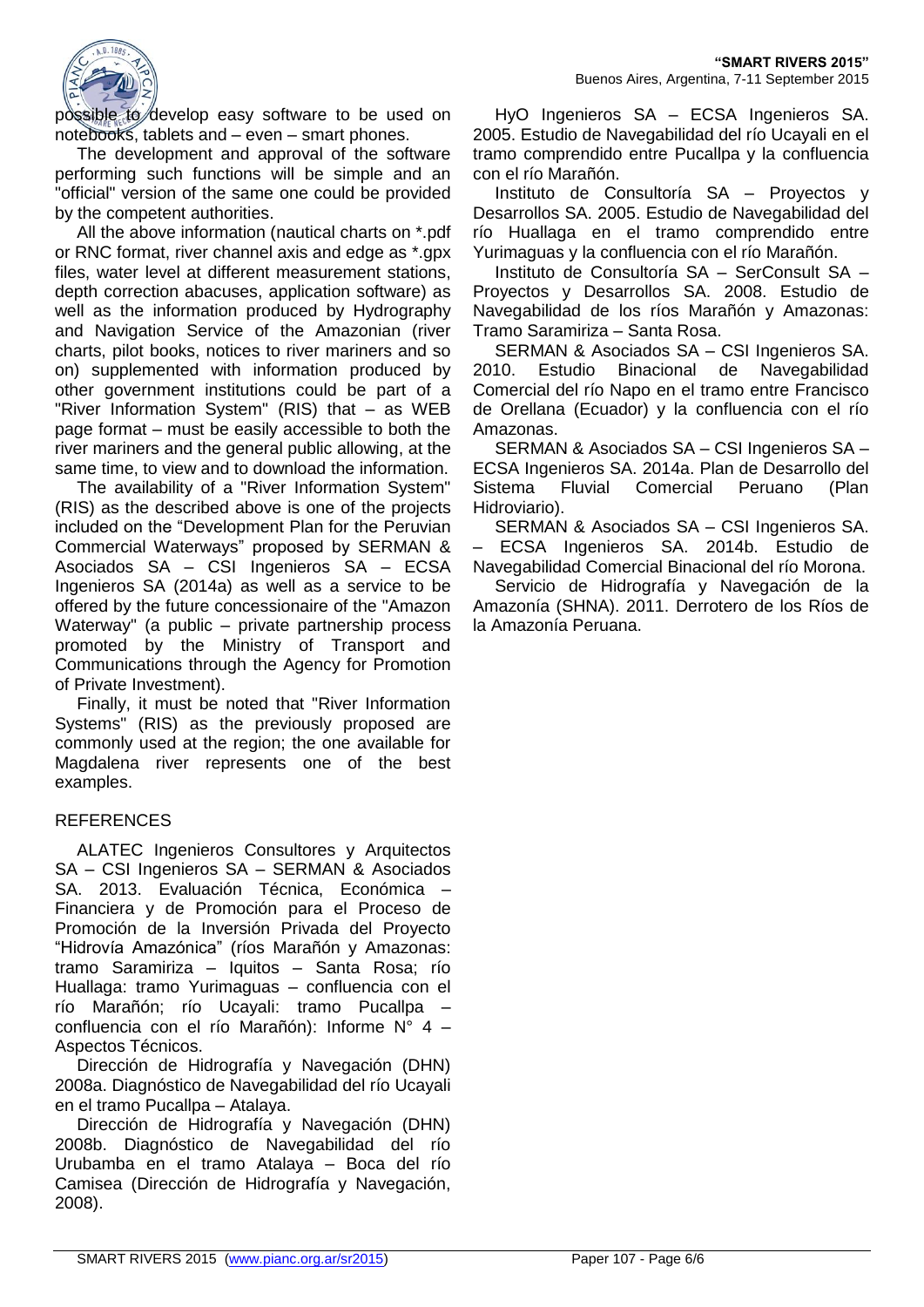possible to develop easy software to be used on notebooks, tablets and – even – smart phones.

The development and approval of the software performing such functions will be simple and an "official" version of the same one could be provided by the competent authorities.

All the above information (nautical charts on *.pdf or RNC format, river channel axis and edge as *.gpx files, water level at different measurement stations, depth correction abacuses, application software) as well as the information produced by Hydrography and Navigation Service of the Amazonian (river charts, pilot books, notices to river mariners and so on) supplemented with information produced by other government institutions could be part of a "River Information System" (RIS) that – as WEB page format – must be easily accessible to both the river mariners and the general public allowing, at the same time, to view and to download the information.

The availability of a "River Information System" (RIS) as the described above is one of the projects included on the "Development Plan for the Peruvian Commercial Waterways" proposed by SERMAN & Asociados SA – CSI Ingenieros SA – ECSA Ingenieros SA (2014a) as well as a service to be offered by the future concessionaire of the "Amazon Waterway" (a public – private partnership process promoted by the Ministry of Transport and Communications through the Agency for Promotion of Private Investment).

Finally, it must be noted that "River Information Systems" (RIS) as the previously proposed are commonly used at the region; the one available for Magdalena river represents one of the best examples.

## REFERENCES

ALATEC Ingenieros Consultores y Arquitectos SA – CSI Ingenieros SA – SERMAN & Asociados SA. 2013. Evaluación Técnica, Económica – Financiera y de Promoción para el Proceso de Promoción de la Inversión Privada del Proyecto "Hidrovía Amazónica" (ríos Marañón y Amazonas: tramo Saramiriza – Iquitos – Santa Rosa; río Huallaga: tramo Yurimaguas – confluencia con el río Marañón; río Ucayali: tramo Pucallpa – confluencia con el río Marañón): Informe N° 4 – Aspectos Técnicos.

Dirección de Hidrografía y Navegación (DHN) 2008a. Diagnóstico de Navegabilidad del río Ucayali en el tramo Pucallpa – Atalaya.

Dirección de Hidrografía y Navegación (DHN) 2008b. Diagnóstico de Navegabilidad del río Urubamba en el tramo Atalaya – Boca del río Camisea (Dirección de Hidrografía y Navegación, 2008).

HyO Ingenieros SA – ECSA Ingenieros SA. 2005. Estudio de Navegabilidad del río Ucayali en el tramo comprendido entre Pucallpa y la confluencia con el río Marañón.

Instituto de Consultoría SA – Proyectos y Desarrollos SA. 2005. Estudio de Navegabilidad del río Huallaga en el tramo comprendido entre Yurimaguas y la confluencia con el río Marañón.

Instituto de Consultoría SA – SerConsult SA – Proyectos y Desarrollos SA. 2008. Estudio de Navegabilidad de los ríos Marañón y Amazonas: Tramo Saramiriza – Santa Rosa.

SERMAN & Asociados SA – CSI Ingenieros SA. 2010. Estudio Binacional de Navegabilidad Comercial del río Napo en el tramo entre Francisco de Orellana (Ecuador) y la confluencia con el río Amazonas.

SERMAN & Asociados SA – CSI Ingenieros SA – ECSA Ingenieros SA. 2014a. Plan de Desarrollo del Sistema Fluvial Comercial Peruano (Plan Hidroviario).

SERMAN & Asociados SA – CSI Ingenieros SA. – ECSA Ingenieros SA. 2014b. Estudio de Navegabilidad Comercial Binacional del río Morona.

Servicio de Hidrografía y Navegación de la Amazonía (SHNA). 2011. Derrotero de los Ríos de la Amazonía Peruana.